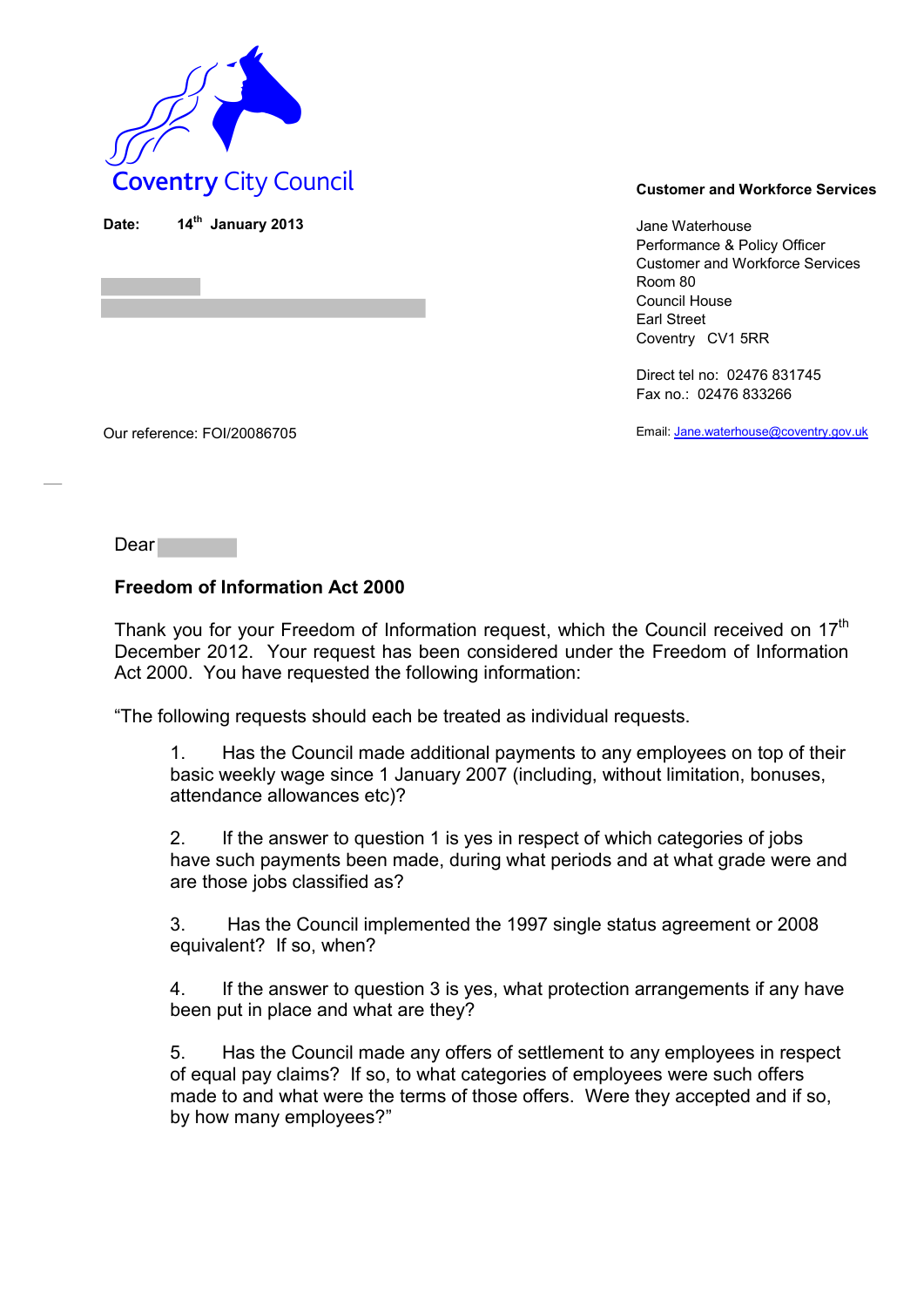Coventry City Council

**Customer and Workforce Services**

**Date:** **14th January 2013**

Jane Waterhouse
Performance & Policy Officer
Customer and Workforce Services
Room 80
Council House
Earl Street
Coventry CV1 5RR

Direct tel no: 02476 831745
Fax no.: 02476 833266

Our reference: FOI/20086705

Email: Jane.waterhouse@coventry.gov.uk

Dear

**Freedom of Information Act 2000**

Thank you for your Freedom of Information request, which the Council received on 17th December 2012. Your request has been considered under the Freedom of Information Act 2000. You have requested the following information:

"The following requests should each be treated as individual requests.

1. Has the Council made additional payments to any employees on top of their basic weekly wage since 1 January 2007 (including, without limitation, bonuses, attendance allowances etc)?

2. If the answer to question 1 is yes in respect of which categories of jobs have such payments been made, during what periods and at what grade were and are those jobs classified as?

3. Has the Council implemented the 1997 single status agreement or 2008 equivalent? If so, when?

4. If the answer to question 3 is yes, what protection arrangements if any have been put in place and what are they?

5. Has the Council made any offers of settlement to any employees in respect of equal pay claims? If so, to what categories of employees were such offers made to and what were the terms of those offers. Were they accepted and if so, by how many employees?"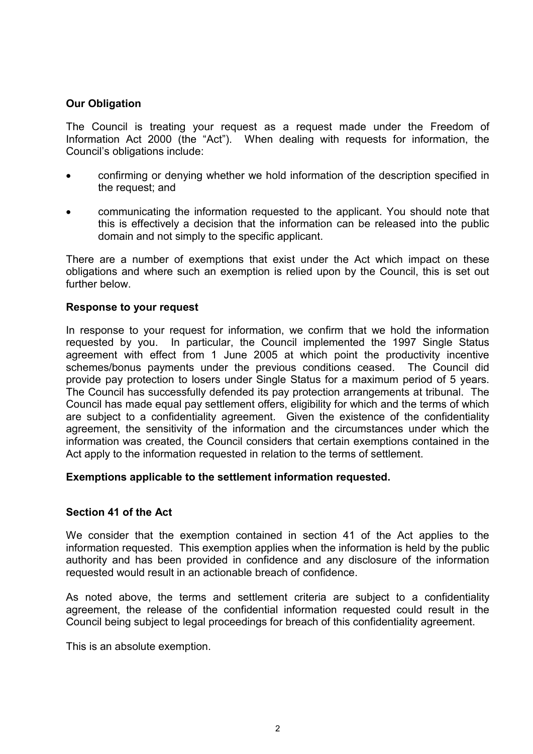## Our Obligation

The Council is treating your request as a request made under the Freedom of Information Act 2000 (the "Act"). When dealing with requests for information, the Council's obligations include:

- confirming or denying whether we hold information of the description specified in the request; and
- communicating the information requested to the applicant. You should note that this is effectively a decision that the information can be released into the public domain and not simply to the specific applicant.

There are a number of exemptions that exist under the Act which impact on these obligations and where such an exemption is relied upon by the Council, this is set out further below.

## Response to your request

In response to your request for information, we confirm that we hold the information requested by you. In particular, the Council implemented the 1997 Single Status agreement with effect from 1 June 2005 at which point the productivity incentive schemes/bonus payments under the previous conditions ceased. The Council did provide pay protection to losers under Single Status for a maximum period of 5 years. The Council has successfully defended its pay protection arrangements at tribunal. The Council has made equal pay settlement offers, eligibility for which and the terms of which are subject to a confidentiality agreement. Given the existence of the confidentiality agreement, the sensitivity of the information and the circumstances under which the information was created, the Council considers that certain exemptions contained in the Act apply to the information requested in relation to the terms of settlement.

## Exemptions applicable to the settlement information requested.

### Section 41 of the Act

We consider that the exemption contained in section 41 of the Act applies to the information requested. This exemption applies when the information is held by the public authority and has been provided in confidence and any disclosure of the information requested would result in an actionable breach of confidence.

As noted above, the terms and settlement criteria are subject to a confidentiality agreement, the release of the confidential information requested could result in the Council being subject to legal proceedings for breach of this confidentiality agreement.

This is an absolute exemption.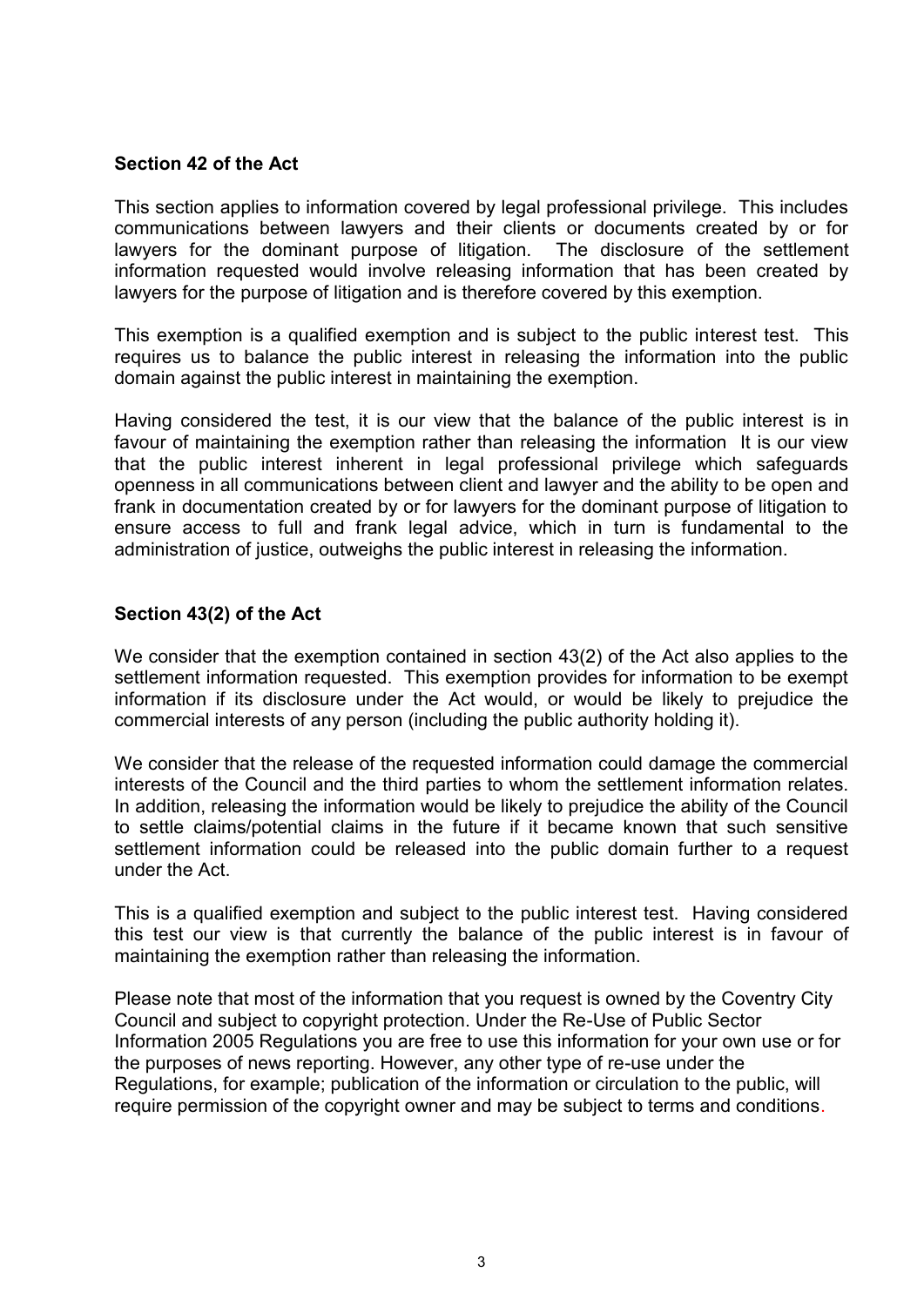**Section 42 of the Act**

This section applies to information covered by legal professional privilege. This includes communications between lawyers and their clients or documents created by or for lawyers for the dominant purpose of litigation. The disclosure of the settlement information requested would involve releasing information that has been created by lawyers for the purpose of litigation and is therefore covered by this exemption.

This exemption is a qualified exemption and is subject to the public interest test. This requires us to balance the public interest in releasing the information into the public domain against the public interest in maintaining the exemption.

Having considered the test, it is our view that the balance of the public interest is in favour of maintaining the exemption rather than releasing the information It is our view that the public interest inherent in legal professional privilege which safeguards openness in all communications between client and lawyer and the ability to be open and frank in documentation created by or for lawyers for the dominant purpose of litigation to ensure access to full and frank legal advice, which in turn is fundamental to the administration of justice, outweighs the public interest in releasing the information.

**Section 43(2) of the Act**

We consider that the exemption contained in section 43(2) of the Act also applies to the settlement information requested. This exemption provides for information to be exempt information if its disclosure under the Act would, or would be likely to prejudice the commercial interests of any person (including the public authority holding it).

We consider that the release of the requested information could damage the commercial interests of the Council and the third parties to whom the settlement information relates. In addition, releasing the information would be likely to prejudice the ability of the Council to settle claims/potential claims in the future if it became known that such sensitive settlement information could be released into the public domain further to a request under the Act.

This is a qualified exemption and subject to the public interest test. Having considered this test our view is that currently the balance of the public interest is in favour of maintaining the exemption rather than releasing the information.

Please note that most of the information that you request is owned by the Coventry City Council and subject to copyright protection. Under the Re-Use of Public Sector Information 2005 Regulations you are free to use this information for your own use or for the purposes of news reporting. However, any other type of re-use under the Regulations, for example; publication of the information or circulation to the public, will require permission of the copyright owner and may be subject to terms and conditions.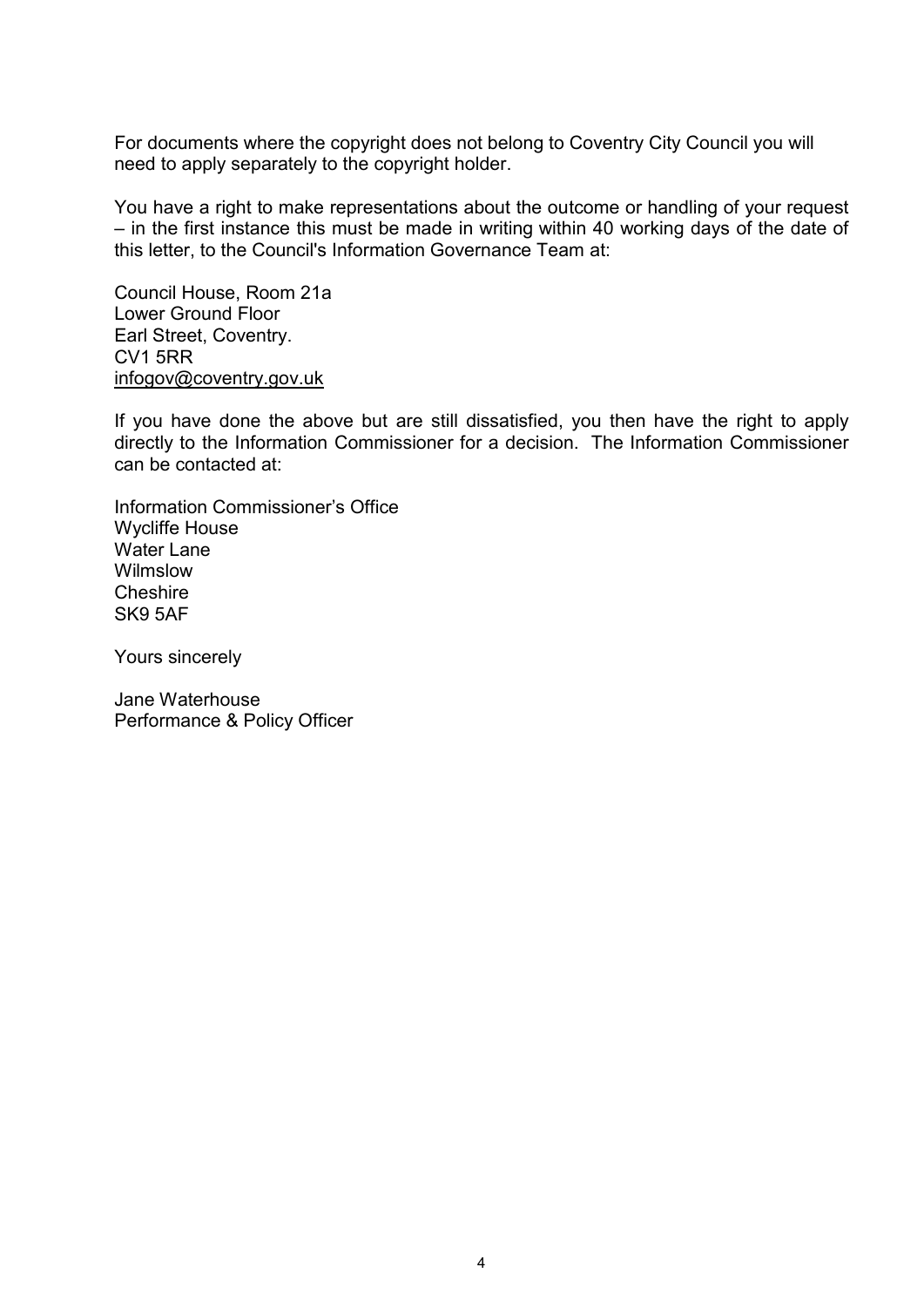For documents where the copyright does not belong to Coventry City Council you will need to apply separately to the copyright holder.

You have a right to make representations about the outcome or handling of your request – in the first instance this must be made in writing within 40 working days of the date of this letter, to the Council's Information Governance Team at:

Council House, Room 21a  
Lower Ground Floor  
Earl Street, Coventry.  
CV1 5RR  
infogov@coventry.gov.uk

If you have done the above but are still dissatisfied, you then have the right to apply directly to the Information Commissioner for a decision. The Information Commissioner can be contacted at:

Information Commissioner's Office  
Wycliffe House  
Water Lane  
Wilmslow  
Cheshire  
SK9 5AF

Yours sincerely

Jane Waterhouse  
Performance & Policy Officer